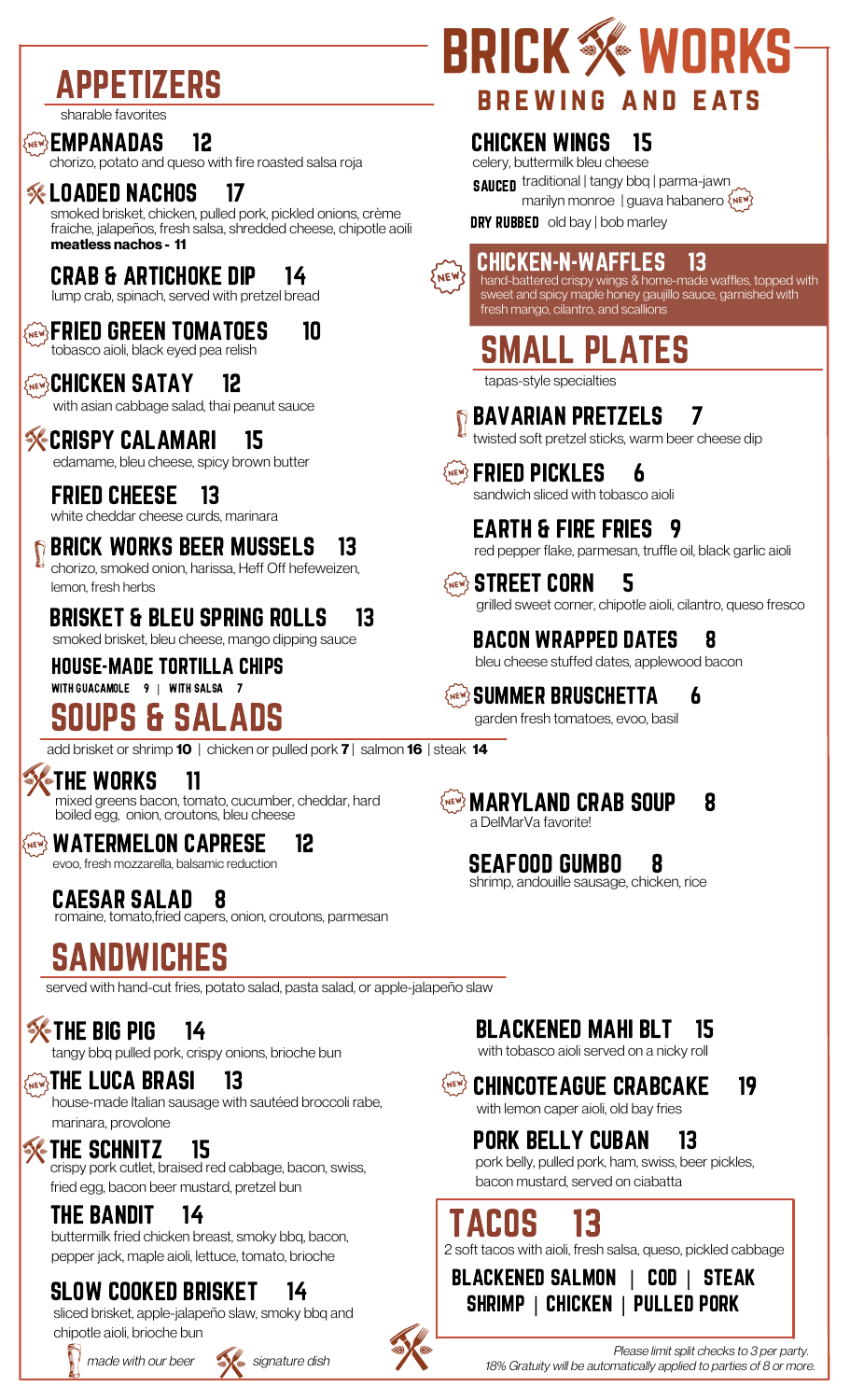# BRICK WORKS
## BREWING AND EATS

## APPETIZERS
sharable favorites

**NEW EMPANADAS 12**
chorizo, potato and queso with fire roasted salsa roja

**LOADED NACHOS 17** (signature dish)
smoked brisket, chicken, pulled pork, pickled onions, crème fraiche, jalapeños, fresh salsa, shredded cheese, chipotle aioli
**meatless nachos - 11**

**CRAB & ARTICHOKE DIP 14**
lump crab, spinach, served with pretzel bread

**NEW FRIED GREEN TOMATOES 10**
tobasco aioli, black eyed pea relish

**NEW CHICKEN SATAY 12**
with asian cabbage salad, thai peanut sauce

**CRISPY CALAMARI 15** (signature dish)
edamame, bleu cheese, spicy brown butter

**FRIED CHEESE 13**
white cheddar cheese curds, marinara

**BRICK WORKS BEER MUSSELS 13** (made with our beer)
chorizo, smoked onion, harissa, Heff Off hefeweizen, lemon, fresh herbs

**BRISKET & BLEU SPRING ROLLS 13**
smoked brisket, bleu cheese, mango dipping sauce

**HOUSE-MADE TORTILLA CHIPS**
WITH GUACAMOLE 9 | WITH SALSA 7

**CHICKEN WINGS 15**
celery, buttermilk bleu cheese
**SAUCED** traditional | tangy bbq | parma-jawn | marilyn monroe | guava habanero (NEW)
**DRY RUBBED** old bay | bob marley

**NEW CHICKEN-N-WAFFLES 13**
hand-battered crispy wings & home-made waffles, topped with sweet and spicy maple honey gaujillo sauce, garnished with fresh mango, cilantro, and scallions

## SMALL PLATES
tapas-style specialties

**BAVARIAN PRETZELS 7** (made with our beer)
twisted soft pretzel sticks, warm beer cheese dip

**NEW FRIED PICKLES 6**
sandwich sliced with tobasco aioli

**EARTH & FIRE FRIES 9**
red pepper flake, parmesan, truffle oil, black garlic aioli

**NEW STREET CORN 5**
grilled sweet corner, chipotle aioli, cilantro, queso fresco

**BACON WRAPPED DATES 8**
bleu cheese stuffed dates, applewood bacon

**NEW SUMMER BRUSCHETTA 6**
garden fresh tomatoes, evoo, basil

## SOUPS & SALADS
add brisket or shrimp **10** | chicken or pulled pork **7** | salmon **16** | steak **14**

**THE WORKS 11** (signature dish)
mixed greens bacon, tomato, cucumber, cheddar, hard boiled egg, onion, croutons, bleu cheese

**NEW WATERMELON CAPRESE 12**
evoo, fresh mozzarella, balsamic reduction

**CAESAR SALAD 8**
romaine, tomato,fried capers, onion, croutons, parmesan

**NEW MARYLAND CRAB SOUP 8**
a DelMarVa favorite!

**SEAFOOD GUMBO 8**
shrimp, andouille sausage, chicken, rice

## SANDWICHES
served with hand-cut fries, potato salad, pasta salad, or apple-jalapeño slaw

**THE BIG PIG 14** (signature dish)
tangy bbq pulled pork, crispy onions, brioche bun

**NEW THE LUCA BRASI 13**
house-made Italian sausage with sautéed broccoli rabe, marinara, provolone

**THE SCHNITZ 15** (signature dish)
crispy pork cutlet, braised red cabbage, bacon, swiss, fried egg, bacon beer mustard, pretzel bun

**THE BANDIT 14**
buttermilk fried chicken breast, smoky bbq, bacon, pepper jack, maple aioli, lettuce, tomato, brioche

**SLOW COOKED BRISKET 14**
sliced brisket, apple-jalapeño slaw, smoky bbq and chipotle aioli, brioche bun

**BLACKENED MAHI BLT 15**
with tobasco aioli served on a nicky roll

**NEW CHINCOTEAGUE CRABCAKE 19**
with lemon caper aioli, old bay fries

**PORK BELLY CUBAN 13**
pork belly, pulled pork, ham, swiss, beer pickles, bacon mustard, served on ciabatta

## TACOS 13
2 soft tacos with aioli, fresh salsa, queso, pickled cabbage

BLACKENED SALMON | COD | STEAK
SHRIMP | CHICKEN | PULLED PORK

*made with our beer* | *signature dish*

*Please limit split checks to 3 per party.*
*18% Gratuity will be automatically applied to parties of 8 or more.*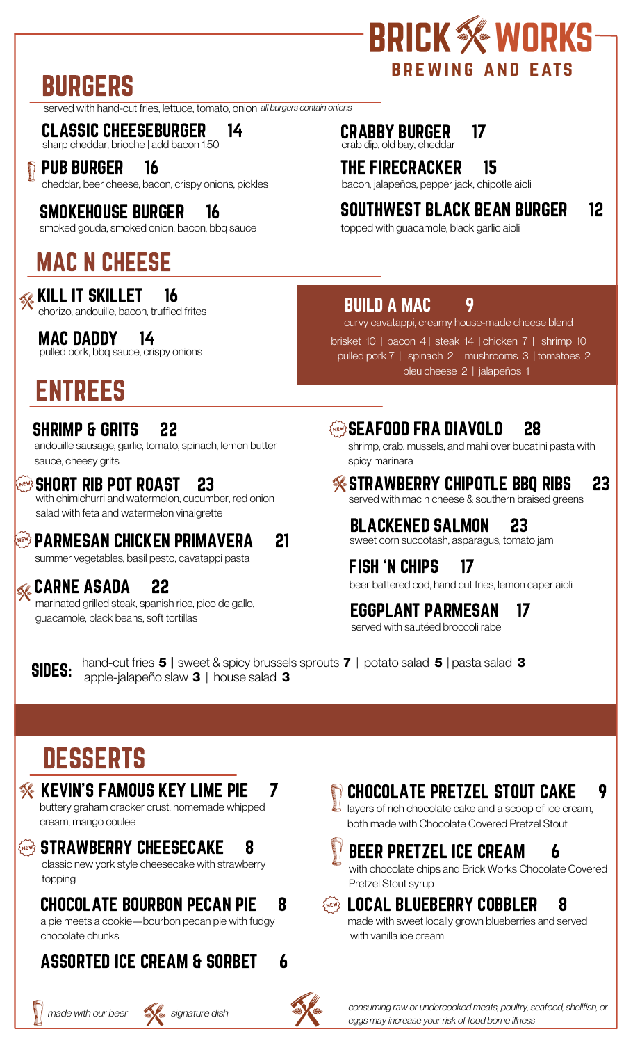# BRICK WORKS

BREWING AND EATS

## BURGERS

served with hand-cut fries, lettuce, tomato, onion *all burgers contain onions*

### CLASSIC CHEESEBURGER 14

sharp cheddar, brioche | add bacon 1.50

### PUB BURGER 16

cheddar, beer cheese, bacon, crispy onions, pickles

### SMOKEHOUSE BURGER 16

smoked gouda, smoked onion, bacon, bbq sauce

### CRABBY BURGER 17

crab dip, old bay, cheddar

### THE FIRECRACKER 15

bacon, jalapeños, pepper jack, chipotle aioli

### SOUTHWEST BLACK BEAN BURGER 12

topped with guacamole, black garlic aioli

## MAC N CHEESE

### KILL IT SKILLET 16

chorizo, andouille, bacon, truffled frites

### MAC DADDY 14

pulled pork, bbq sauce, crispy onions

### BUILD A MAC 9

curvy cavatappi, creamy house-made cheese blend

brisket 10 | bacon 4 | steak 14 | chicken 7 | shrimp 10
pulled pork 7 | spinach 2 | mushrooms 3 | tomatoes 2
bleu cheese 2 | jalapeños 1

## ENTREES

### SHRIMP & GRITS 22

andouille sausage, garlic, tomato, spinach, lemon butter sauce, cheesy grits

### SHORT RIB POT ROAST 23

with chimichurri and watermelon, cucumber, red onion salad with feta and watermelon vinaigrette

### PARMESAN CHICKEN PRIMAVERA 21

summer vegetables, basil pesto, cavatappi pasta

### CARNE ASADA 22

marinated grilled steak, spanish rice, pico de gallo, guacamole, black beans, soft tortillas

### SEAFOOD FRA DIAVOLO 28

shrimp, crab, mussels, and mahi over bucatini pasta with spicy marinara

### STRAWBERRY CHIPOTLE BBQ RIBS 23

served with mac n cheese & southern braised greens

### BLACKENED SALMON 23

sweet corn succotash, asparagus, tomato jam

### FISH 'N CHIPS 17

beer battered cod, hand cut fries, lemon caper aioli

### EGGPLANT PARMESAN 17

served with sautéed broccoli rabe

**SIDES:** hand-cut fries **5** | sweet & spicy brussels sprouts **7** | potato salad **5** | pasta salad **3**
apple-jalapeño slaw **3** | house salad **3**

## DESSERTS

### KEVIN'S FAMOUS KEY LIME PIE 7

buttery graham cracker crust, homemade whipped cream, mango coulee

### STRAWBERRY CHEESECAKE 8

classic new york style cheesecake with strawberry topping

### CHOCOLATE BOURBON PECAN PIE 8

a pie meets a cookie—bourbon pecan pie with fudgy chocolate chunks

### ASSORTED ICE CREAM & SORBET 6

### CHOCOLATE PRETZEL STOUT CAKE 9

layers of rich chocolate cake and a scoop of ice cream, both made with Chocolate Covered Pretzel Stout

### BEER PRETZEL ICE CREAM 6

with chocolate chips and Brick Works Chocolate Covered Pretzel Stout syrup

### LOCAL BLUEBERRY COBBLER 8

made with sweet locally grown blueberries and served with vanilla ice cream

*made with our beer* *signature dish*

*consuming raw or undercooked meats, poultry, seafood, shellfish, or eggs may increase your risk of food borne illness*